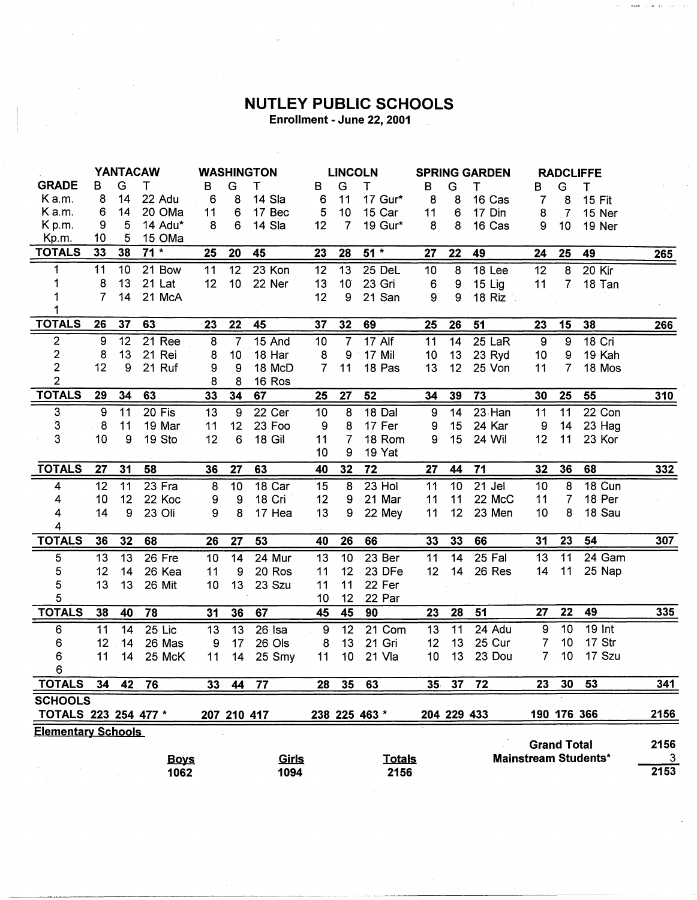# NUTLEY PUBLIC SCHOOLS

**Enrollment - June 22, 2001**

| GRADE | YANTACAW B | G | T | WASHINGTON B | G | T | LINCOLN B | G | T | SPRING GARDEN B | G | T | RADCLIFFE B | G | T | |
|---|---|---|---|---|---|---|---|---|---|---|---|---|---|---|---|---|
| K a.m. | 8 | 14 | 22 Adu | 6 | 8 | 14 Sla | 6 | 11 | 17 Gur* | 8 | 8 | 16 Cas | 7 | 8 | 15 Fit | |
| K a.m. | 6 | 14 | 20 OMa | 11 | 6 | 17 Bec | 5 | 10 | 15 Car | 11 | 6 | 17 Din | 8 | 7 | 15 Ner | |
| K p.m. | 9 | 5 | 14 Adu* | 8 | 6 | 14 Sla | 12 | 7 | 19 Gur* | 8 | 8 | 16 Cas | 9 | 10 | 19 Ner | |
| Kp.m. | 10 | 5 | 15 OMa | | | | | | | | | | | | | |
| **TOTALS** | **33** | **38** | **71 *** | **25** | **20** | **45** | **23** | **28** | **51 *** | **27** | **22** | **49** | **24** | **25** | **49** | **265** |
| 1 | 11 | 10 | 21 Bow | 11 | 12 | 23 Kon | 12 | 13 | 25 DeL | 10 | 8 | 18 Lee | 12 | 8 | 20 Kir | |
| 1 | 8 | 13 | 21 Lat | 12 | 10 | 22 Ner | 13 | 10 | 23 Gri | 6 | 9 | 15 Lig | 11 | 7 | 18 Tan | |
| 1 | 7 | 14 | 21 McA | | | | 12 | 9 | 21 San | 9 | 9 | 18 Riz | | | | |
| 1 | | | | | | | | | | | | | | | | |
| **TOTALS** | **26** | **37** | **63** | **23** | **22** | **45** | **37** | **32** | **69** | **25** | **26** | **51** | **23** | **15** | **38** | **266** |
| 2 | 9 | 12 | 21 Ree | 8 | 7 | 15 And | 10 | 7 | 17 Alf | 11 | 14 | 25 LaR | 9 | 9 | 18 Cri | |
| 2 | 8 | 13 | 21 Rei | 8 | 10 | 18 Har | 8 | 9 | 17 Mil | 10 | 13 | 23 Ryd | 10 | 9 | 19 Kah | |
| 2 | 12 | 9 | 21 Ruf | 9 | 9 | 18 McD | 7 | 11 | 18 Pas | 13 | 12 | 25 Von | 11 | 7 | 18 Mos | |
| 2 | | | | 8 | 8 | 16 Ros | | | | | | | | | | |
| **TOTALS** | **29** | **34** | **63** | **33** | **34** | **67** | **25** | **27** | **52** | **34** | **39** | **73** | **30** | **25** | **55** | **310** |
| 3 | 9 | 11 | 20 Fis | 13 | 9 | 22 Cer | 10 | 8 | 18 Dal | 9 | 14 | 23 Han | 11 | 11 | 22 Con | |
| 3 | 8 | 11 | 19 Mar | 11 | 12 | 23 Foo | 9 | 8 | 17 Fer | 9 | 15 | 24 Kar | 9 | 14 | 23 Hag | |
| 3 | 10 | 9 | 19 Sto | 12 | 6 | 18 Gil | 11 | 7 | 18 Rom | 9 | 15 | 24 Wil | 12 | 11 | 23 Kor | |
| | | | | | | | 10 | 9 | 19 Yat | | | | | | | |
| **TOTALS** | **27** | **31** | **58** | **36** | **27** | **63** | **40** | **32** | **72** | **27** | **44** | **71** | **32** | **36** | **68** | **332** |
| 4 | 12 | 11 | 23 Fra | 8 | 10 | 18 Car | 15 | 8 | 23 Hol | 11 | 10 | 21 Jel | 10 | 8 | 18 Cun | |
| 4 | 10 | 12 | 22 Koc | 9 | 9 | 18 Cri | 12 | 9 | 21 Mar | 11 | 11 | 22 McC | 11 | 7 | 18 Per | |
| 4 | 14 | 9 | 23 Oli | 9 | 8 | 17 Hea | 13 | 9 | 22 Mey | 11 | 12 | 23 Men | 10 | 8 | 18 Sau | |
| 4 | | | | | | | | | | | | | | | | |
| **TOTALS** | **36** | **32** | **68** | **26** | **27** | **53** | **40** | **26** | **66** | **33** | **33** | **66** | **31** | **23** | **54** | **307** |
| 5 | 13 | 13 | 26 Fre | 10 | 14 | 24 Mur | 13 | 10 | 23 Ber | 11 | 14 | 25 Fal | 13 | 11 | 24 Gam | |
| 5 | 12 | 14 | 26 Kea | 11 | 9 | 20 Ros | 11 | 12 | 23 DFe | 12 | 14 | 26 Res | 14 | 11 | 25 Nap | |
| 5 | 13 | 13 | 26 Mit | 10 | 13 | 23 Szu | 11 | 11 | 22 Fer | | | | | | | |
| 5 | | | | | | | 10 | 12 | 22 Par | | | | | | | |
| **TOTALS** | **38** | **40** | **78** | **31** | **36** | **67** | **45** | **45** | **90** | **23** | **28** | **51** | **27** | **22** | **49** | **335** |
| 6 | 11 | 14 | 25 Lic | 13 | 13 | 26 Isa | 9 | 12 | 21 Com | 13 | 11 | 24 Adu | 9 | 10 | 19 Int | |
| 6 | 12 | 14 | 26 Mas | 9 | 17 | 26 Ols | 8 | 13 | 21 Gri | 12 | 13 | 25 Cur | 7 | 10 | 17 Str | |
| 6 | 11 | 14 | 25 McK | 11 | 14 | 25 Smy | 11 | 10 | 21 Vla | 10 | 13 | 23 Dou | 7 | 10 | 17 Szu | |
| 6 | | | | | | | | | | | | | | | | |
| **TOTALS** | **34** | **42** | **76** | **33** | **44** | **77** | **28** | **35** | **63** | **35** | **37** | **72** | **23** | **30** | **53** | **341** |
| **SCHOOLS TOTALS** | **223** | **254** | **477 *** | **207** | **210** | **417** | **238** | **225** | **463 *** | **204** | **229** | **433** | **190** | **176** | **366** | **2156** |

**Elementary Schools**

| Boys | Girls | Totals |
|---|---|---|
| 1062 | 1094 | 2156 |

| | |
|---|---|
| **Grand Total** | **2156** |
| **Mainstream Students*** | **3** |
| | **2153** |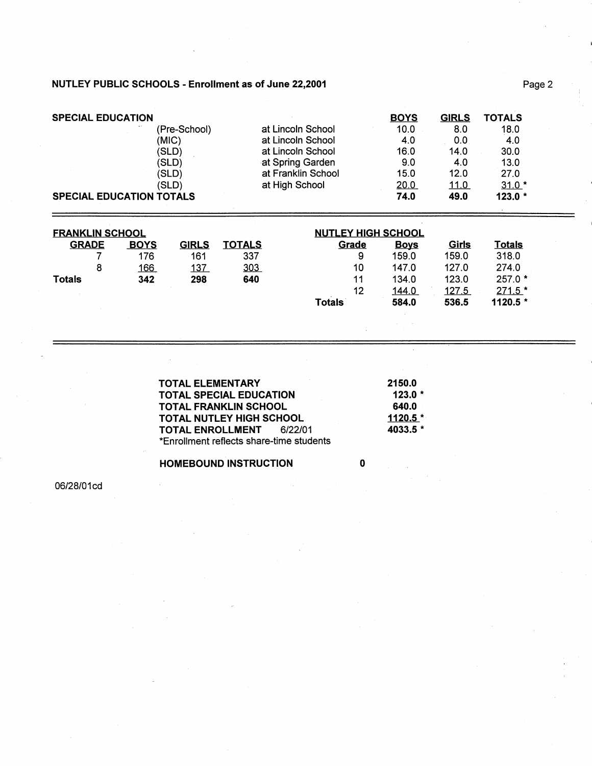## NUTLEY PUBLIC SCHOOLS - Enrollment as of June 22,2001

| SPECIAL EDUCATION | | | BOYS | GIRLS | TOTALS |
|---|---|---|---|---|---|
| | (Pre-School) | at Lincoln School | 10.0 | 8.0 | 18.0 |
| | (MIC) | at Lincoln School | 4.0 | 0.0 | 4.0 |
| | (SLD) | at Lincoln School | 16.0 | 14.0 | 30.0 |
| | (SLD) | at Spring Garden | 9.0 | 4.0 | 13.0 |
| | (SLD) | at Franklin School | 15.0 | 12.0 | 27.0 |
| | (SLD) | at High School | 20.0 | 11.0 | 31.0 * |
| **SPECIAL EDUCATION TOTALS** | | | **74.0** | **49.0** | **123.0 *** |

**FRANKLIN SCHOOL**

| GRADE | BOYS | GIRLS | TOTALS |
|---|---|---|---|
| 7 | 176 | 161 | 337 |
| 8 | 166 | 137 | 303 |
| **Totals** | **342** | **298** | **640** |

**NUTLEY HIGH SCHOOL**

| Grade | Boys | Girls | Totals |
|---|---|---|---|
| 9 | 159.0 | 159.0 | 318.0 |
| 10 | 147.0 | 127.0 | 274.0 |
| 11 | 134.0 | 123.0 | 257.0 * |
| 12 | 144.0 | 127.5 | 271.5 * |
| **Totals** | **584.0** | **536.5** | **1120.5 *** |

| | |
|---|---|
| **TOTAL ELEMENTARY** | **2150.0** |
| **TOTAL SPECIAL EDUCATION** | **123.0 *** |
| **TOTAL FRANKLIN SCHOOL** | **640.0** |
| **TOTAL NUTLEY HIGH SCHOOL** | **1120.5 *** |
| **TOTAL ENROLLMENT** 6/22/01 | **4033.5 *** |

*Enrollment reflects share-time students

**HOMEBOUND INSTRUCTION** **0**

06/28/01cd